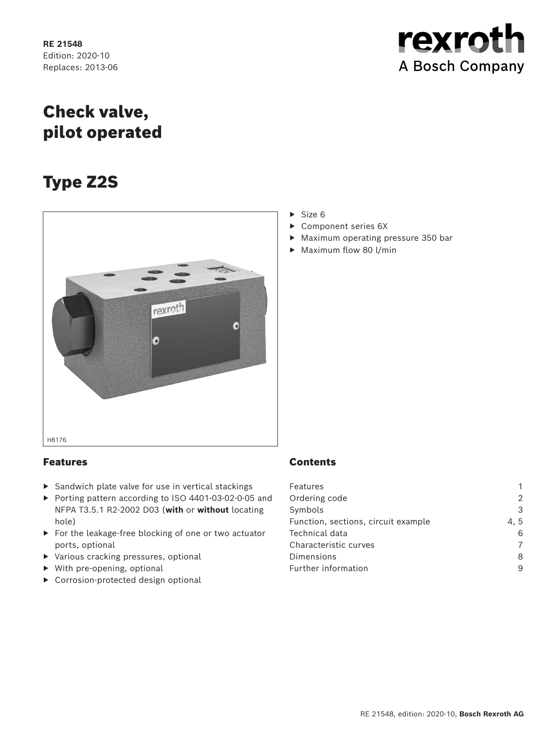RE 21548
Edition: 2020-10
Replaces: 2013-06

# Check valve, pilot operated

# Type Z2S

H8176

- Size 6
- Component series 6X
- Maximum operating pressure 350 bar
- Maximum flow 80 l/min

## Features

- Sandwich plate valve for use in vertical stackings
- Porting pattern according to ISO 4401-03-02-0-05 and NFPA T3.5.1 R2-2002 D03 (**with** or **without** locating hole)
- For the leakage-free blocking of one or two actuator ports, optional
- Various cracking pressures, optional
- With pre-opening, optional
- Corrosion-protected design optional

## Contents

| | |
|---|---|
| Features | 1 |
| Ordering code | 2 |
| Symbols | 3 |
| Function, sections, circuit example | 4, 5 |
| Technical data | 6 |
| Characteristic curves | 7 |
| Dimensions | 8 |
| Further information | 9 |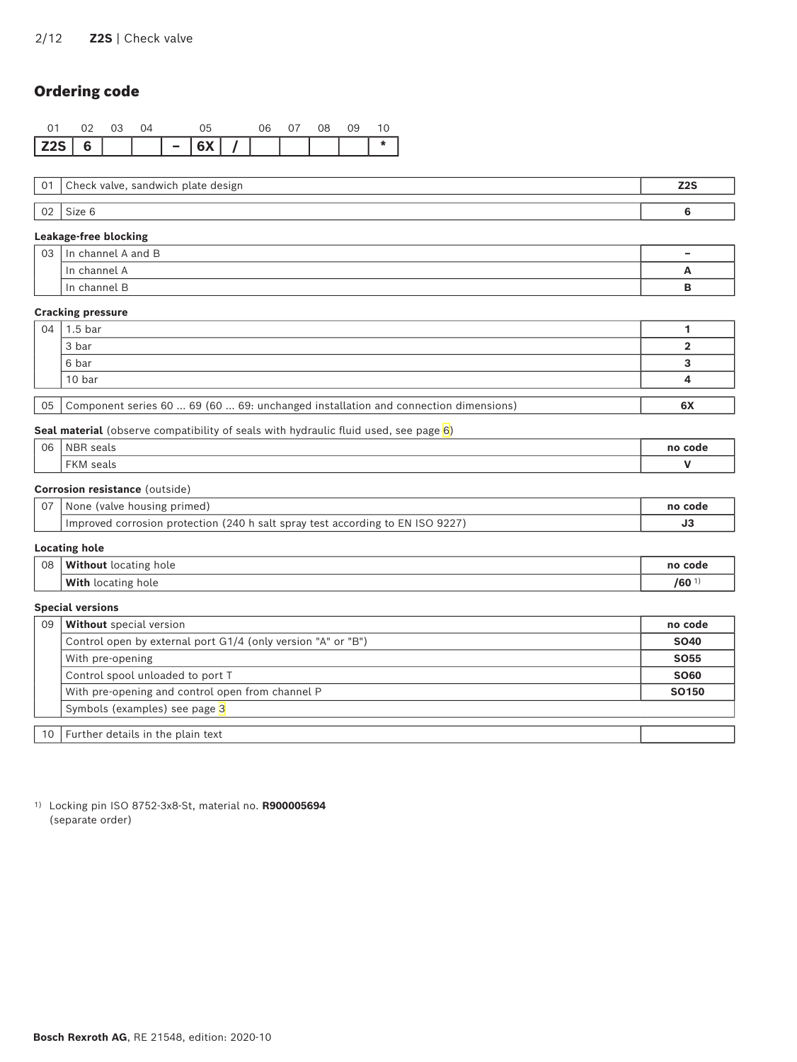## Ordering code

| 01 | 02 | 03 | 04 | | 05 | | 06 | 07 | 08 | 09 | 10 |
|---|---|---|---|---|---|---|---|---|---|---|---|
| **Z2S** | **6** | | | **–** | **6X** | **/** | | | | | **\*** |

| 01 | Check valve, sandwich plate design | **Z2S** |
|---|---|---|
| 02 | Size 6 | **6** |

**Leakage-free blocking**

| 03 | In channel A and B | **–** |
|---|---|---|
| | In channel A | **A** |
| | In channel B | **B** |

**Cracking pressure**

| 04 | 1.5 bar | **1** |
|---|---|---|
| | 3 bar | **2** |
| | 6 bar | **3** |
| | 10 bar | **4** |

| 05 | Component series 60 ... 69 (60 ... 69: unchanged installation and connection dimensions) | **6X** |
|---|---|---|

**Seal material** (observe compatibility of seals with hydraulic fluid used, see page 6)

| 06 | NBR seals | **no code** |
|---|---|---|
| | FKM seals | **V** |

**Corrosion resistance** (outside)

| 07 | None (valve housing primed) | **no code** |
|---|---|---|
| | Improved corrosion protection (240 h salt spray test according to EN ISO 9227) | **J3** |

**Locating hole**

| 08 | **Without** locating hole | **no code** |
|---|---|---|
| | **With** locating hole | **/60** [1] |

**Special versions**

| 09 | **Without** special version | **no code** |
|---|---|---|
| | Control open by external port G1/4 (only version "A" or "B") | **SO40** |
| | With pre-opening | **SO55** |
| | Control spool unloaded to port T | **SO60** |
| | With pre-opening and control open from channel P | **SO150** |
| | Symbols (examples) see page 3 | |

| 10 | Further details in the plain text | |
|---|---|---|

[1] Locking pin ISO 8752-3x8-St, material no. **R900005694** (separate order)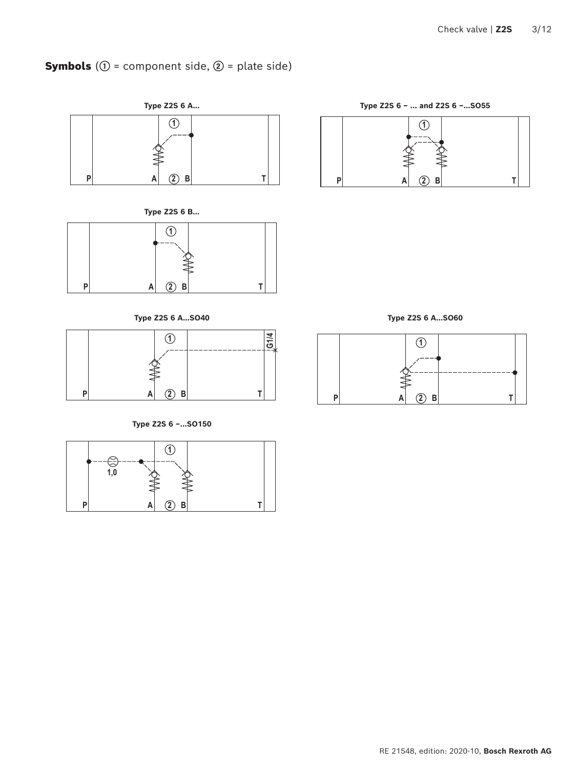## Symbols (① = component side, ② = plate side)

**Type Z2S 6 A...**

①

P A ② B T

**Type Z2S 6 – ... and Z2S 6 –...SO55**

①

P A ② B T

**Type Z2S 6 B...**

①

P A ② B T

**Type Z2S 6 A...SO40**

①

G1/4

P A ② B T

**Type Z2S 6 A...SO60**

①

P A ② B T

**Type Z2S 6 –...SO150**

①

1,0

P A ② B T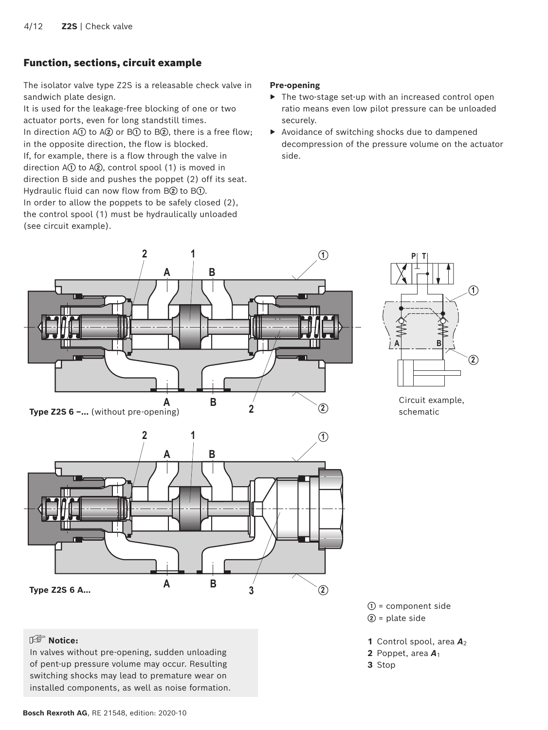## Function, sections, circuit example

The isolator valve type Z2S is a releasable check valve in sandwich plate design.
It is used for the leakage-free blocking of one or two actuator ports, even for long standstill times.
In direction A① to A② or B① to B②, there is a free flow; in the opposite direction, the flow is blocked.
If, for example, there is a flow through the valve in direction A① to A②, control spool (1) is moved in direction B side and pushes the poppet (2) off its seat. Hydraulic fluid can now flow from B② to B①.
In order to allow the poppets to be safely closed (2), the control spool (1) must be hydraulically unloaded (see circuit example).

**Pre-opening**

- The two-stage set-up with an increased control open ratio means even low pilot pressure can be unloaded securely.
- Avoidance of switching shocks due to dampened decompression of the pressure volume on the actuator side.

**Type Z2S 6 –...** (without pre-opening)

Circuit example, schematic

**Type Z2S 6 A...**

① = component side
② = plate side

**1** Control spool, area $A_2$
**2** Poppet, area $A_1$
**3** Stop

**Notice:**
In valves without pre-opening, sudden unloading of pent-up pressure volume may occur. Resulting switching shocks may lead to premature wear on installed components, as well as noise formation.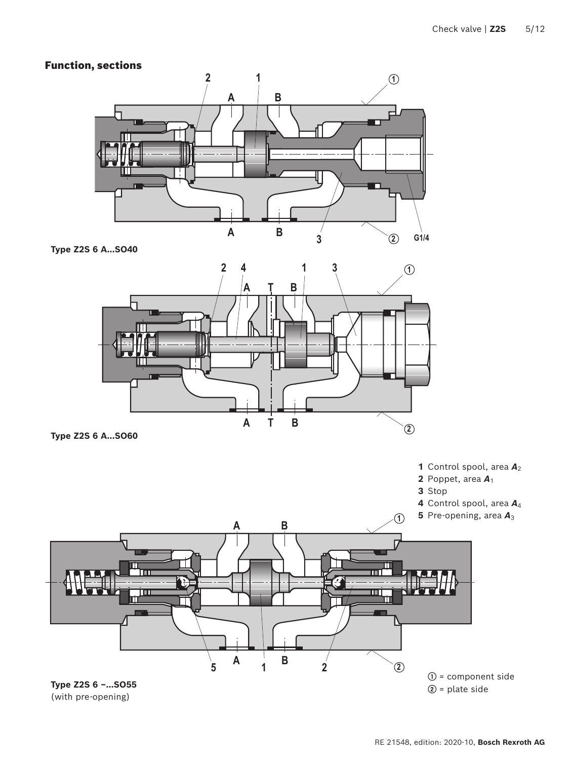## Function, sections

Type Z2S 6 A...SO40

Type Z2S 6 A...SO60

**1** Control spool, area $A_2$
**2** Poppet, area $A_1$
**3** Stop
**4** Control spool, area $A_4$
**5** Pre-opening, area $A_3$

Type Z2S 6 –...SO55
(with pre-opening)

① = component side
② = plate side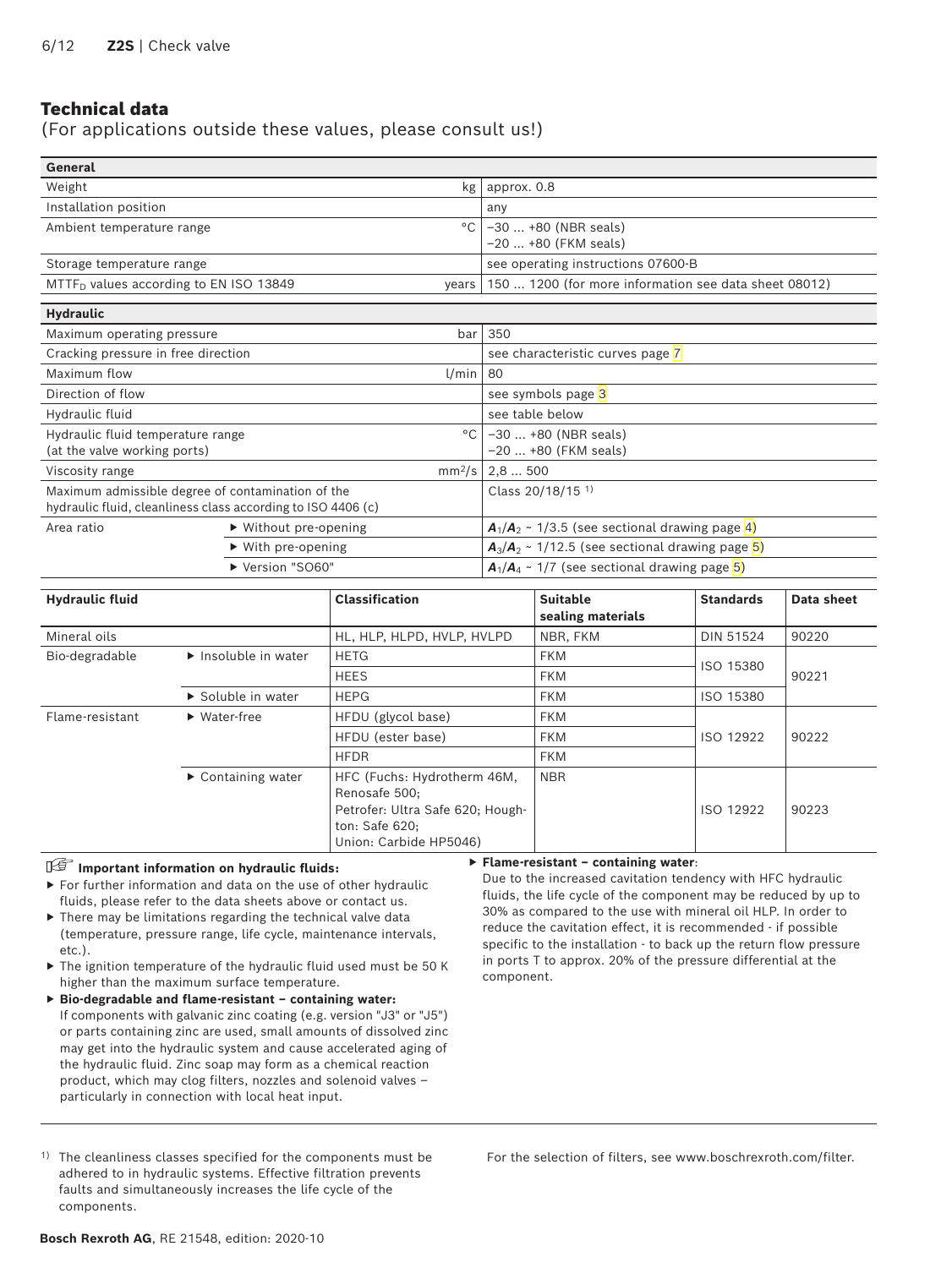## Technical data

(For applications outside these values, please consult us!)

| General | | | |
|---|---|---|---|
| Weight | | kg | approx. 0.8 |
| Installation position | | | any |
| Ambient temperature range | | °C | –30 ... +80 (NBR seals)<br>–20 ... +80 (FKM seals) |
| Storage temperature range | | | see operating instructions 07600-B |
| $MTTF_D$ values according to EN ISO 13849 | | years | 150 ... 1200 (for more information see data sheet 08012) |

| Hydraulic | | | |
|---|---|---|---|
| Maximum operating pressure | | bar | 350 |
| Cracking pressure in free direction | | | see characteristic curves page 7 |
| Maximum flow | | l/min | 80 |
| Direction of flow | | | see symbols page 3 |
| Hydraulic fluid | | | see table below |
| Hydraulic fluid temperature range (at the valve working ports) | | °C | –30 ... +80 (NBR seals)<br>–20 ... +80 (FKM seals) |
| Viscosity range | | $mm^2/s$ | 2,8 ... 500 |
| Maximum admissible degree of contamination of the hydraulic fluid, cleanliness class according to ISO 4406 (c) | | | Class 20/18/15 [1] |
| Area ratio | ▶ Without pre-opening | | $A_1/A_2$ ~ 1/3.5 (see sectional drawing page 4) |
| | ▶ With pre-opening | | $A_3/A_2$ ~ 1/12.5 (see sectional drawing page 5) |
| | ▶ Version "SO60" | | $A_1/A_4$ ~ 1/7 (see sectional drawing page 5) |

| Hydraulic fluid | | Classification | Suitable sealing materials | Standards | Data sheet |
|---|---|---|---|---|---|
| Mineral oils | | HL, HLP, HLPD, HVLP, HVLPD | NBR, FKM | DIN 51524 | 90220 |
| Bio-degradable | ▶ Insoluble in water | HETG | FKM | ISO 15380 | 90221 |
| | | HEES | FKM | | |
| | ▶ Soluble in water | HEPG | FKM | ISO 15380 | |
| Flame-resistant | ▶ Water-free | HFDU (glycol base) | FKM | ISO 12922 | 90222 |
| | | HFDU (ester base) | FKM | | |
| | | HFDR | FKM | | |
| | ▶ Containing water | HFC (Fuchs: Hydrotherm 46M, Renosafe 500; Petrofer: Ultra Safe 620; Houghton: Safe 620; Union: Carbide HP5046) | NBR | ISO 12922 | 90223 |

**Important information on hydraulic fluids:**

- For further information and data on the use of other hydraulic fluids, please refer to the data sheets above or contact us.
- There may be limitations regarding the technical valve data (temperature, pressure range, life cycle, maintenance intervals, etc.).
- The ignition temperature of the hydraulic fluid used must be 50 K higher than the maximum surface temperature.
- **Bio-degradable and flame-resistant – containing water:** If components with galvanic zinc coating (e.g. version "J3" or "J5") or parts containing zinc are used, small amounts of dissolved zinc may get into the hydraulic system and cause accelerated aging of the hydraulic fluid. Zinc soap may form as a chemical reaction product, which may clog filters, nozzles and solenoid valves – particularly in connection with local heat input.
- **Flame-resistant – containing water**: Due to the increased cavitation tendency with HFC hydraulic fluids, the life cycle of the component may be reduced by up to 30% as compared to the use with mineral oil HLP. In order to reduce the cavitation effect, it is recommended - if possible specific to the installation - to back up the return flow pressure in ports T to approx. 20% of the pressure differential at the component.

[1] The cleanliness classes specified for the components must be adhered to in hydraulic systems. Effective filtration prevents faults and simultaneously increases the life cycle of the components.

For the selection of filters, see www.boschrexroth.com/filter.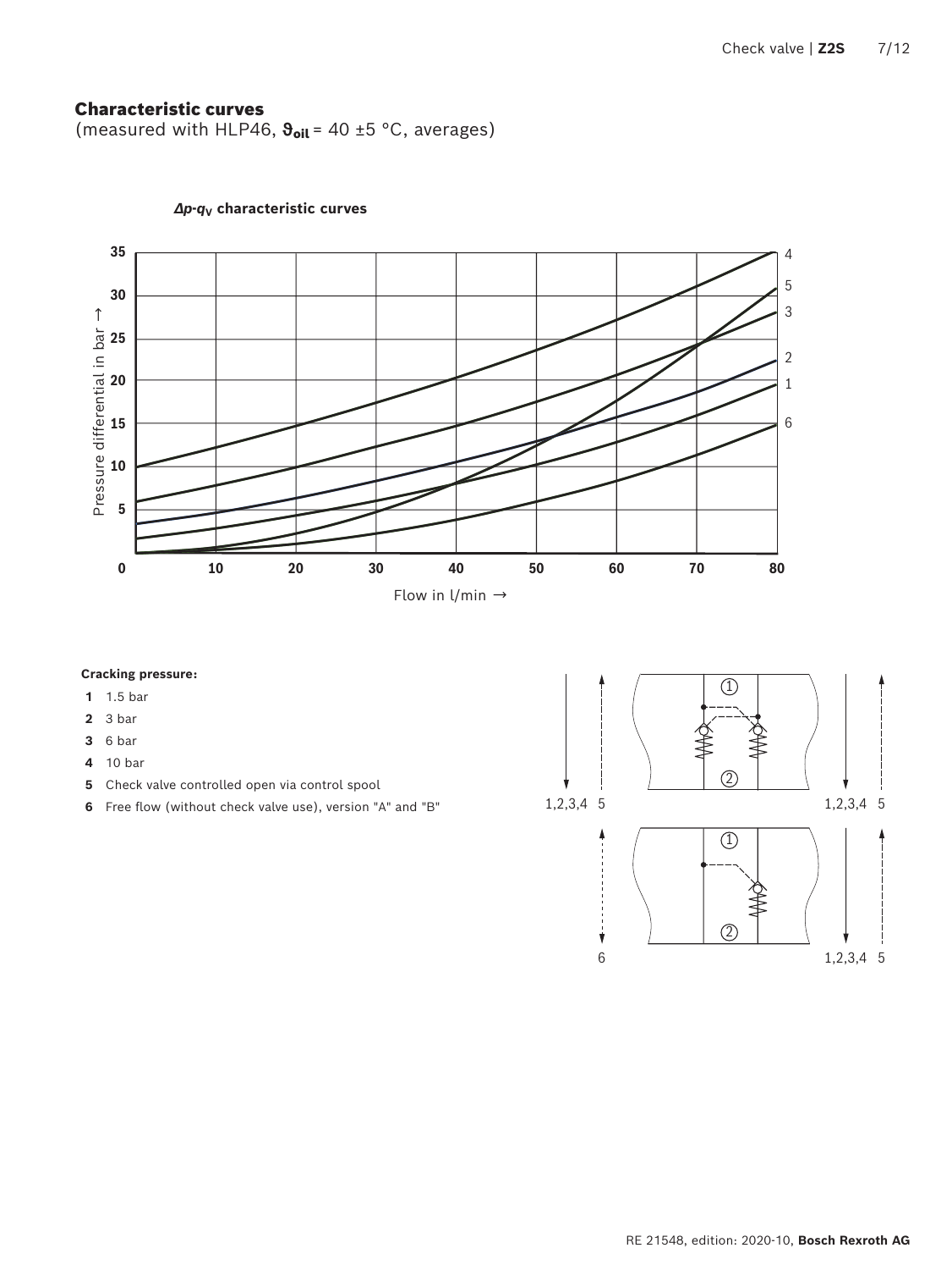## Characteristic curves

(measured with HLP46, $\vartheta_{oil}$ = 40 ±5 °C, averages)

**$\Delta p$-$q_V$ characteristic curves**

**Cracking pressure:**

- **1** 1.5 bar
- **2** 3 bar
- **3** 6 bar
- **4** 10 bar
- **5** Check valve controlled open via control spool
- **6** Free flow (without check valve use), version "A" and "B"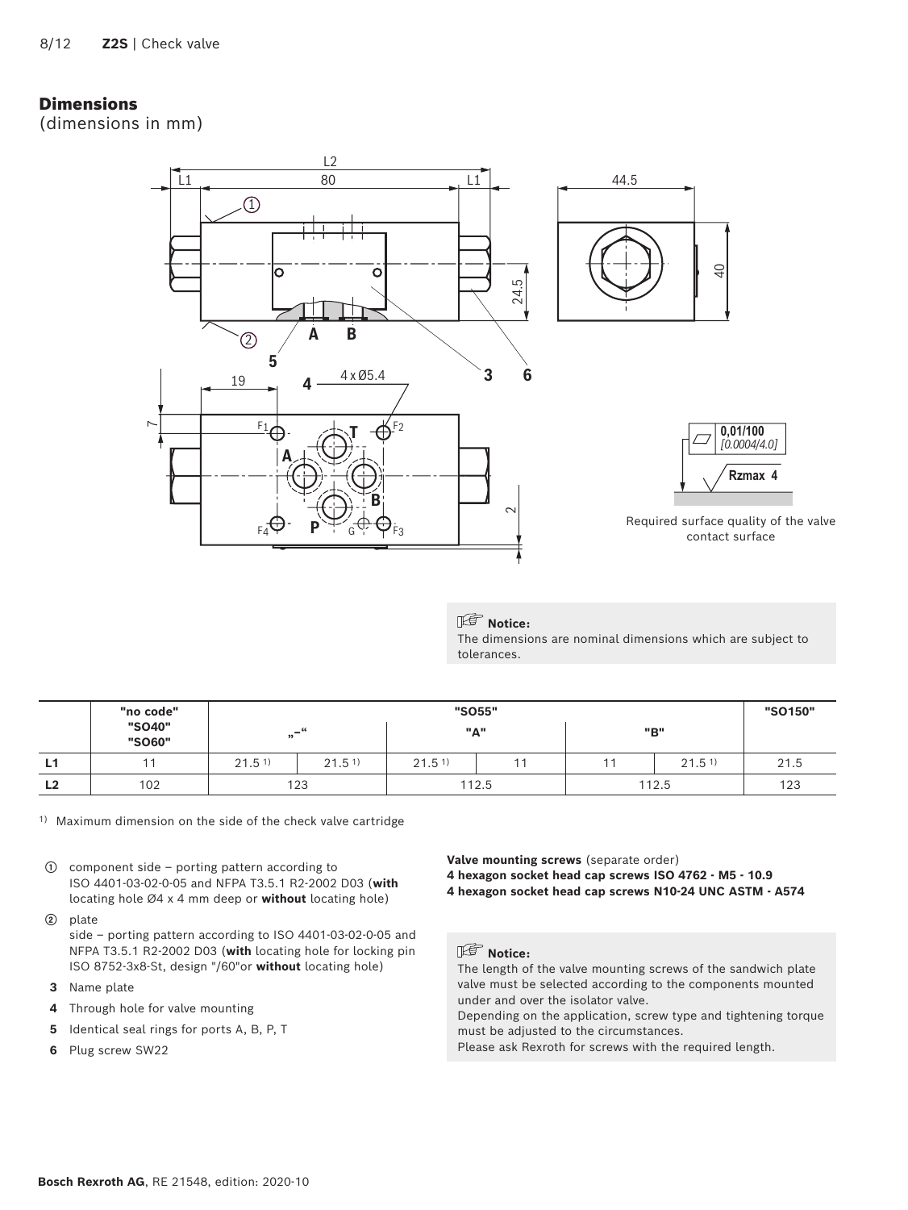## Dimensions
(dimensions in mm)

Required surface quality of the valve contact surface

> **Notice:**
> The dimensions are nominal dimensions which are subject to tolerances.

| | "no code" "SO40" "SO60" | "SO55" | | | | | | "SO150" |
|---|---|---|---|---|---|---|---|---|
| | | „–" | | "A" | | "B" | | |
| **L1** | 11 | 21.5 [1)] | 21.5 [1)] | 21.5 [1)] | 11 | 11 | 21.5 [1)] | 21.5 |
| **L2** | 102 | 123 | | 112.5 | | 112.5 | | 123 |

[1)] Maximum dimension on the side of the check valve cartridge

① component side – porting pattern according to ISO 4401-03-02-0-05 and NFPA T3.5.1 R2-2002 D03 (**with** locating hole Ø4 x 4 mm deep or **without** locating hole)

② plate side – porting pattern according to ISO 4401-03-02-0-05 and NFPA T3.5.1 R2-2002 D03 (**with** locating hole for locking pin ISO 8752-3x8-St, design "/60"or **without** locating hole)

**3** Name plate

**4** Through hole for valve mounting

**5** Identical seal rings for ports A, B, P, T

**6** Plug screw SW22

**Valve mounting screws** (separate order)
**4 hexagon socket head cap screws ISO 4762 - M5 - 10.9**
**4 hexagon socket head cap screws N10-24 UNC ASTM - A574**

> **Notice:**
> The length of the valve mounting screws of the sandwich plate valve must be selected according to the components mounted under and over the isolator valve.
> Depending on the application, screw type and tightening torque must be adjusted to the circumstances.
> Please ask Rexroth for screws with the required length.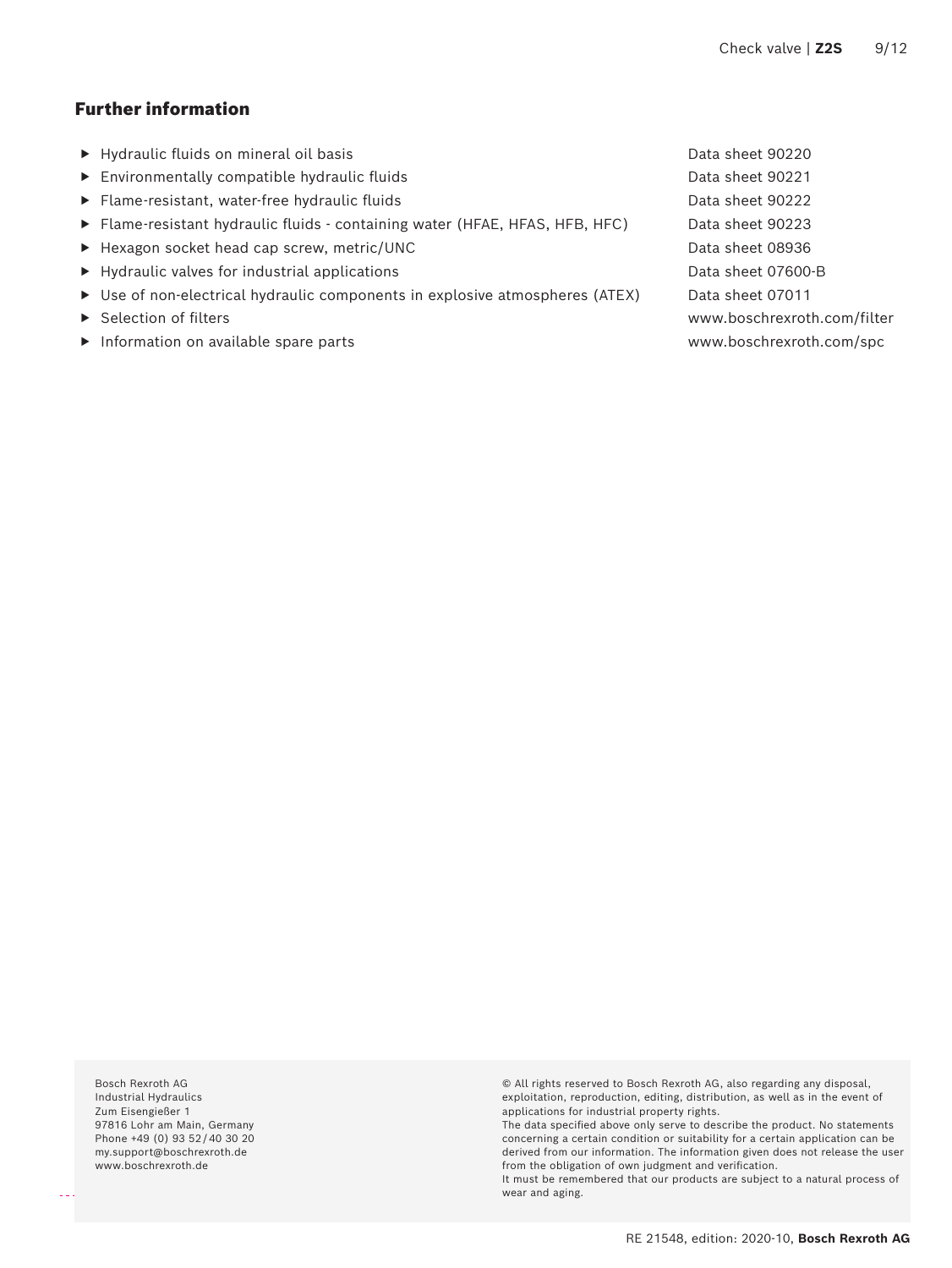## Further information

- Hydraulic fluids on mineral oil basis — Data sheet 90220
- Environmentally compatible hydraulic fluids — Data sheet 90221
- Flame-resistant, water-free hydraulic fluids — Data sheet 90222
- Flame-resistant hydraulic fluids - containing water (HFAE, HFAS, HFB, HFC) — Data sheet 90223
- Hexagon socket head cap screw, metric/UNC — Data sheet 08936
- Hydraulic valves for industrial applications — Data sheet 07600-B
- Use of non-electrical hydraulic components in explosive atmospheres (ATEX) — Data sheet 07011
- Selection of filters — www.boschrexroth.com/filter
- Information on available spare parts — www.boschrexroth.com/spc

Bosch Rexroth AG
Industrial Hydraulics
Zum Eisengießer 1
97816 Lohr am Main, Germany
Phone +49 (0) 93 52 / 40 30 20
my.support@boschrexroth.de
www.boschrexroth.de

© All rights reserved to Bosch Rexroth AG, also regarding any disposal, exploitation, reproduction, editing, distribution, as well as in the event of applications for industrial property rights.
The data specified above only serve to describe the product. No statements concerning a certain condition or suitability for a certain application can be derived from our information. The information given does not release the user from the obligation of own judgment and verification.
It must be remembered that our products are subject to a natural process of wear and aging.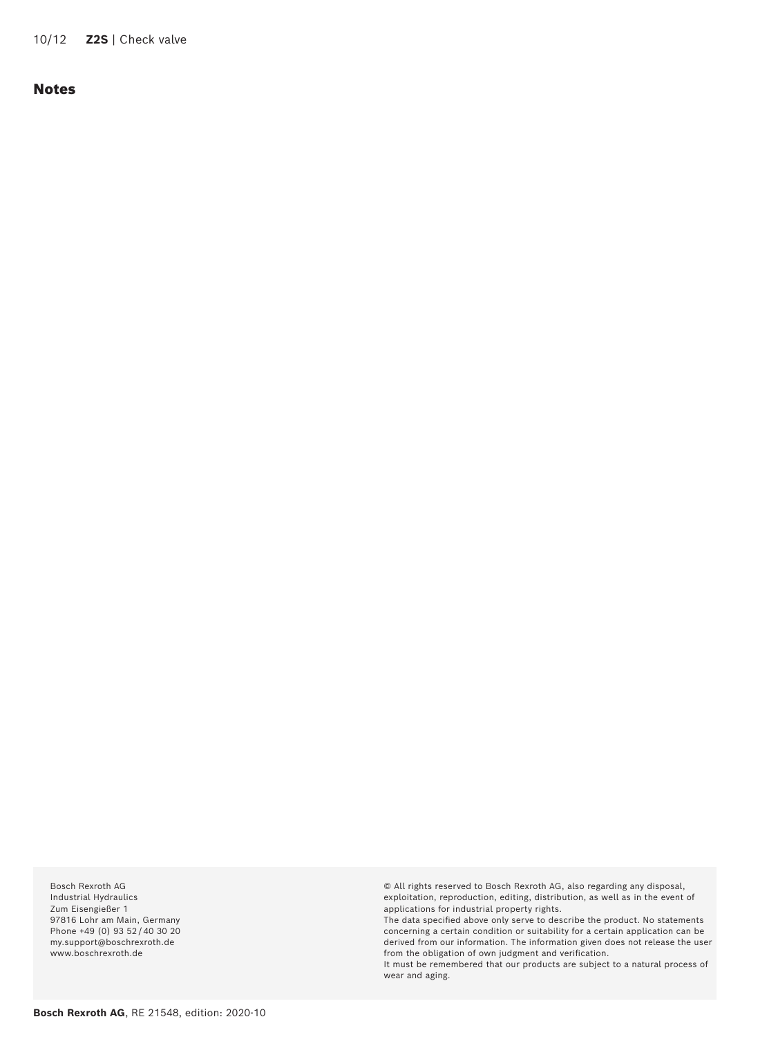## Notes

Bosch Rexroth AG
Industrial Hydraulics
Zum Eisengießer 1
97816 Lohr am Main, Germany
Phone +49 (0) 93 52 / 40 30 20
my.support@boschrexroth.de
www.boschrexroth.de

© All rights reserved to Bosch Rexroth AG, also regarding any disposal, exploitation, reproduction, editing, distribution, as well as in the event of applications for industrial property rights.
The data specified above only serve to describe the product. No statements concerning a certain condition or suitability for a certain application can be derived from our information. The information given does not release the user from the obligation of own judgment and verification.
It must be remembered that our products are subject to a natural process of wear and aging.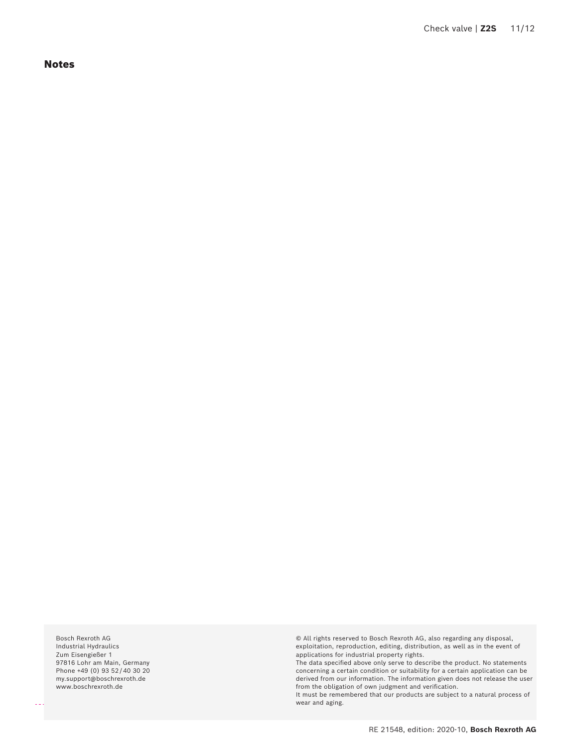## Notes

Bosch Rexroth AG
Industrial Hydraulics
Zum Eisengießer 1
97816 Lohr am Main, Germany
Phone +49 (0) 93 52 / 40 30 20
my.support@boschrexroth.de
www.boschrexroth.de

© All rights reserved to Bosch Rexroth AG, also regarding any disposal, exploitation, reproduction, editing, distribution, as well as in the event of applications for industrial property rights.
The data specified above only serve to describe the product. No statements concerning a certain condition or suitability for a certain application can be derived from our information. The information given does not release the user from the obligation of own judgment and verification.
It must be remembered that our products are subject to a natural process of wear and aging.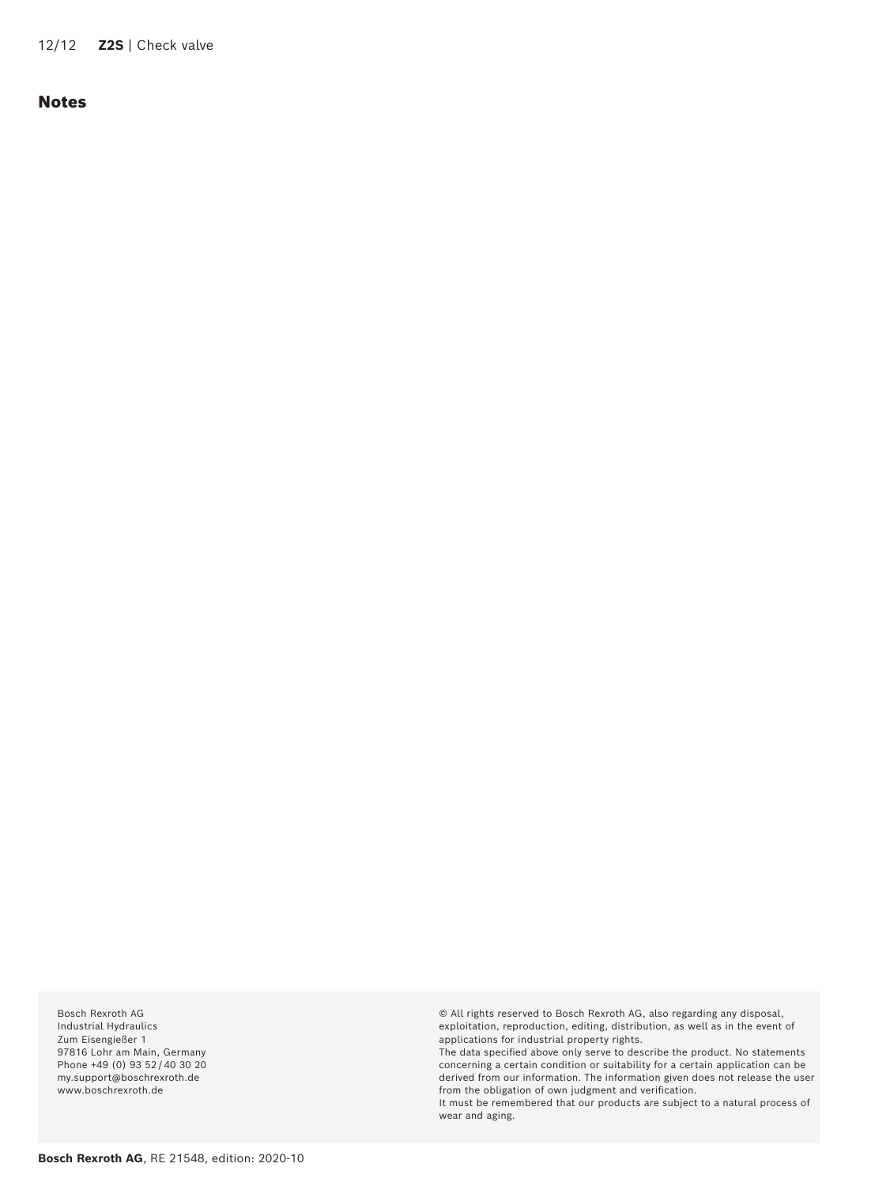## Notes

Bosch Rexroth AG
Industrial Hydraulics
Zum Eisengießer 1
97816 Lohr am Main, Germany
Phone +49 (0) 93 52 / 40 30 20
my.support@boschrexroth.de
www.boschrexroth.de

© All rights reserved to Bosch Rexroth AG, also regarding any disposal, exploitation, reproduction, editing, distribution, as well as in the event of applications for industrial property rights.
The data specified above only serve to describe the product. No statements concerning a certain condition or suitability for a certain application can be derived from our information. The information given does not release the user from the obligation of own judgment and verification.
It must be remembered that our products are subject to a natural process of wear and aging.